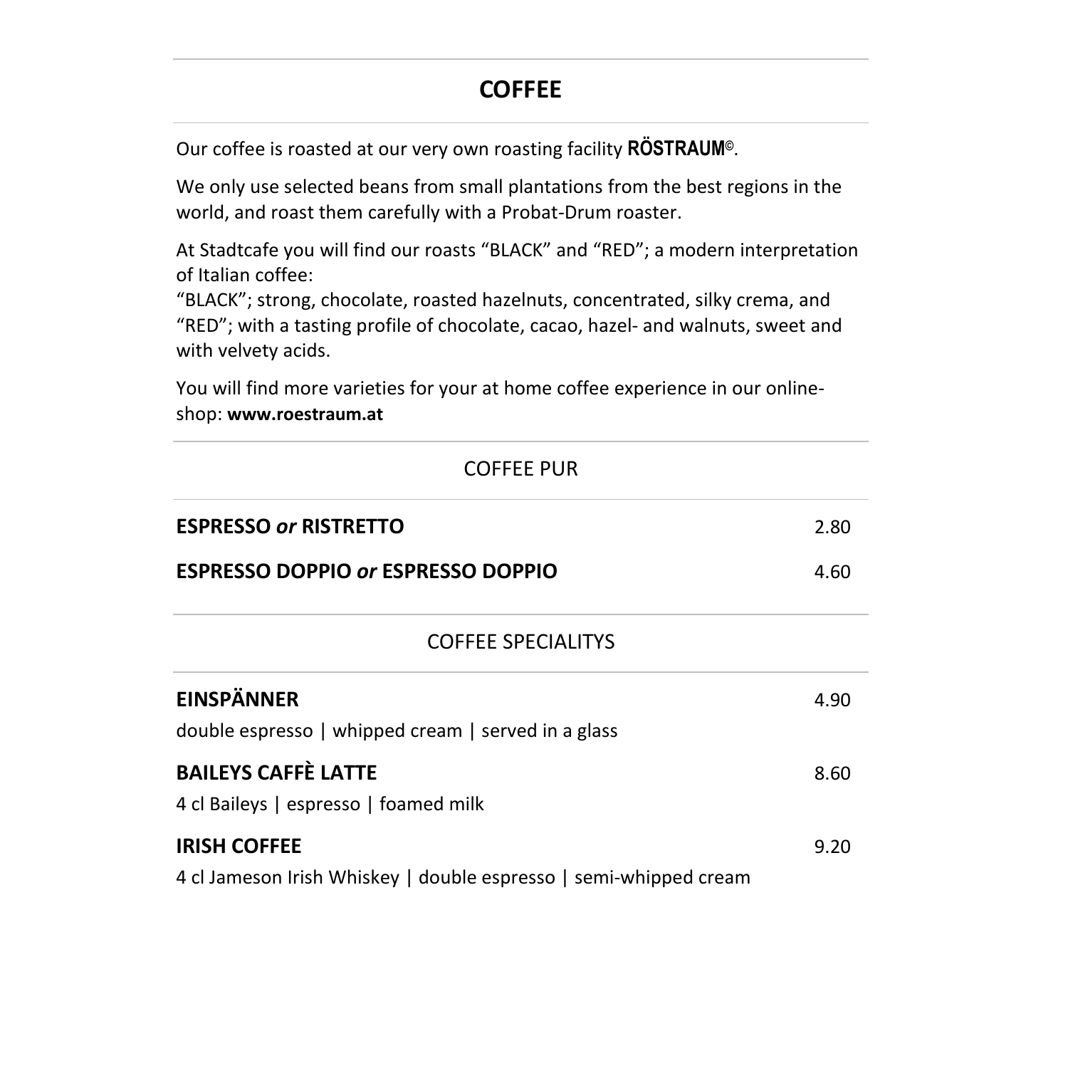# COFFEE

Our coffee is roasted at our very own roasting facility **RÖSTRAUM©**.

We only use selected beans from small plantations from the best regions in the world, and roast them carefully with a Probat-Drum roaster.

At Stadtcafe you will find our roasts "BLACK" and "RED"; a modern interpretation of Italian coffee:
"BLACK"; strong, chocolate, roasted hazelnuts, concentrated, silky crema, and "RED"; with a tasting profile of chocolate, cacao, hazel- and walnuts, sweet and with velvety acids.

You will find more varieties for your at home coffee experience in our online-shop: **www.roestraum.at**

## COFFEE PUR

**ESPRESSO *or* RISTRETTO** 2.80

**ESPRESSO DOPPIO *or* ESPRESSO DOPPIO** 4.60

## COFFEE SPECIALITYS

**EINSPÄNNER** 4.90
double espresso | whipped cream | served in a glass

**BAILEYS CAFFÈ LATTE** 8.60
4 cl Baileys | espresso | foamed milk

**IRISH COFFEE** 9.20
4 cl Jameson Irish Whiskey | double espresso | semi-whipped cream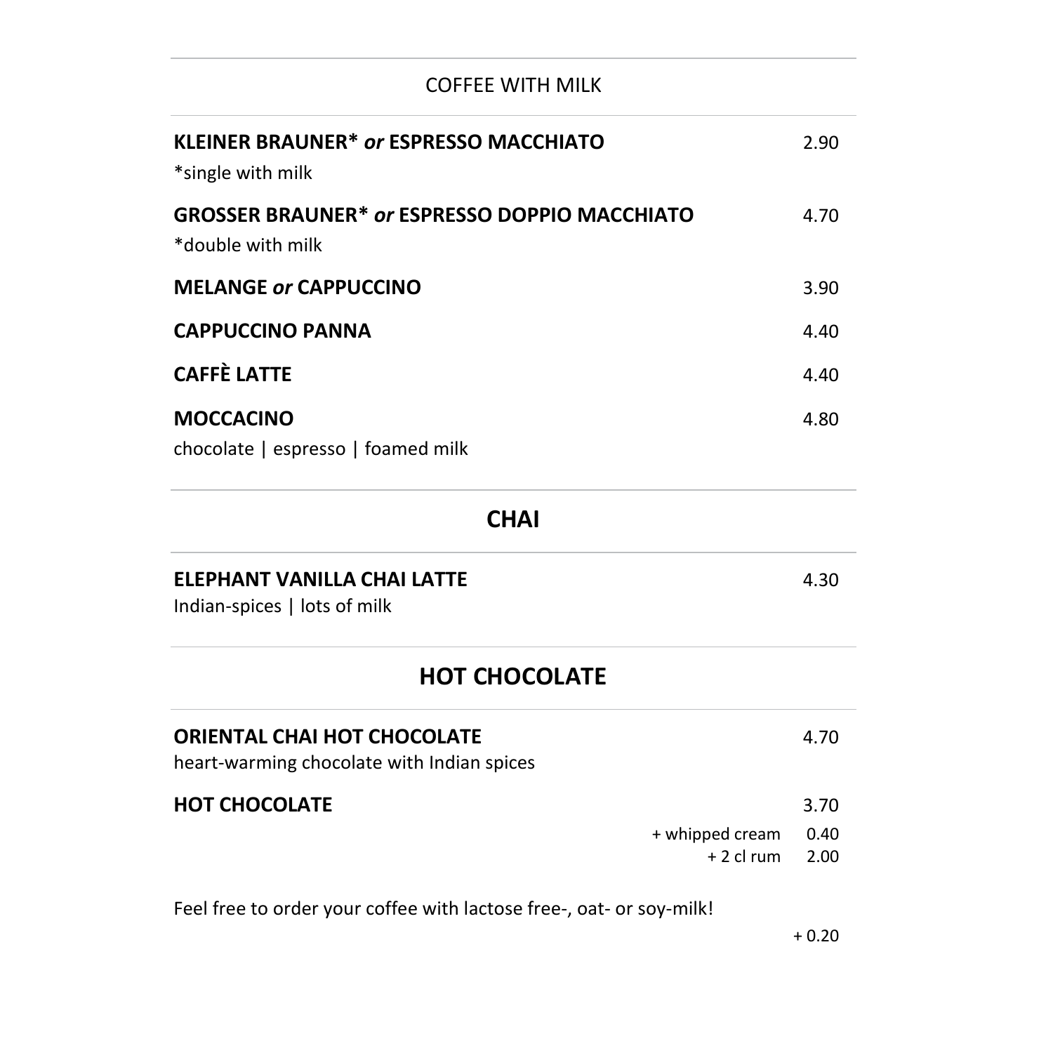## COFFEE WITH MILK

**KLEINER BRAUNER*** ***or*** **ESPRESSO MACCHIATO** 2.90
*single with milk

**GROSSER BRAUNER*** ***or*** **ESPRESSO DOPPIO MACCHIATO** 4.70
*double with milk

**MELANGE** ***or*** **CAPPUCCINO** 3.90

**CAPPUCCINO PANNA** 4.40

**CAFFÈ LATTE** 4.40

**MOCCACINO** 4.80
chocolate | espresso | foamed milk

## CHAI

**ELEPHANT VANILLA CHAI LATTE** 4.30
Indian-spices | lots of milk

## HOT CHOCOLATE

**ORIENTAL CHAI HOT CHOCOLATE** 4.70
heart-warming chocolate with Indian spices

**HOT CHOCOLATE** 3.70

+ whipped cream 0.40
+ 2 cl rum 2.00

Feel free to order your coffee with lactose free-, oat- or soy-milk!

+ 0.20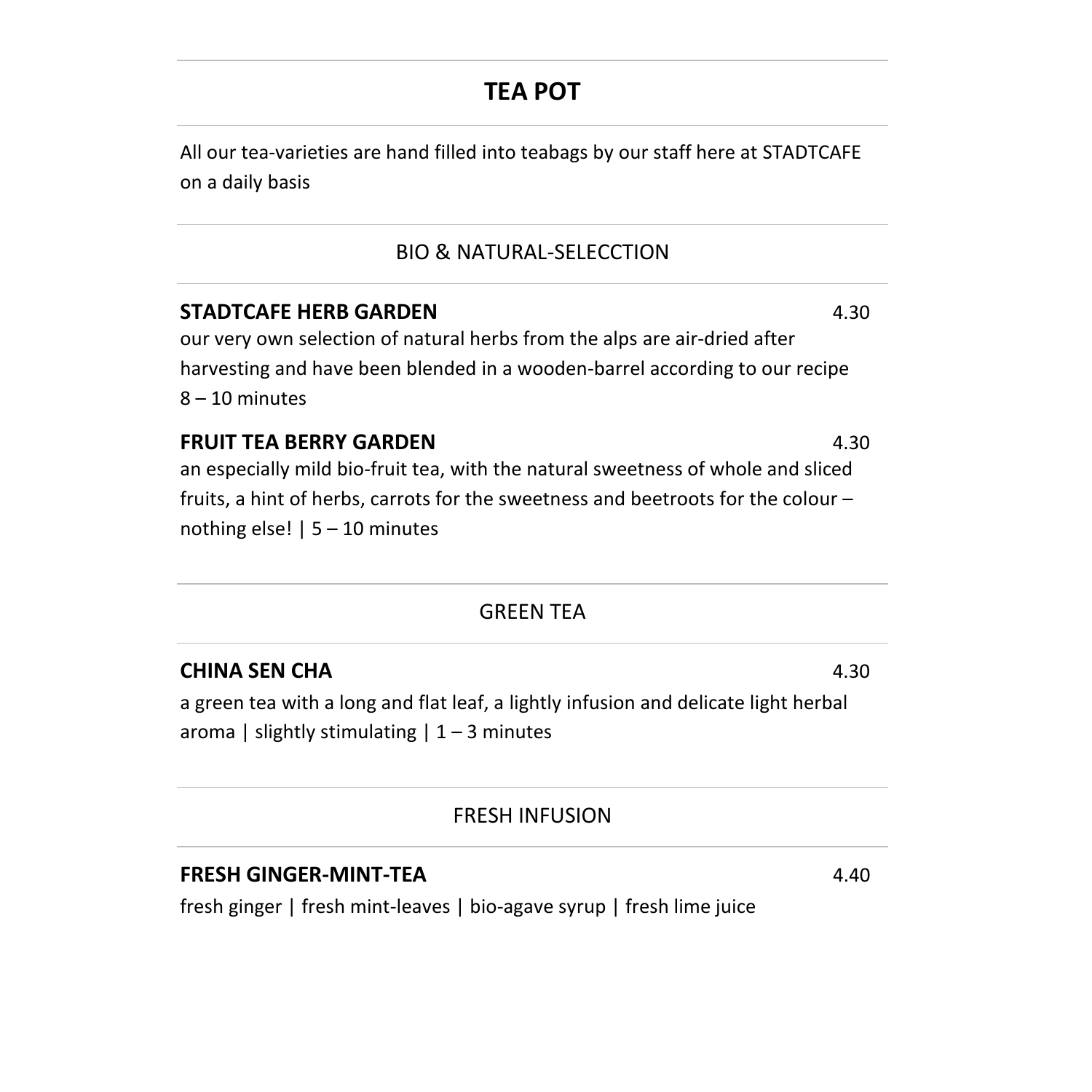# TEA POT

All our tea-varieties are hand filled into teabags by our staff here at STADTCAFE on a daily basis

## BIO & NATURAL-SELECCTION

**STADTCAFE HERB GARDEN** 4.30

our very own selection of natural herbs from the alps are air-dried after harvesting and have been blended in a wooden-barrel according to our recipe
8 – 10 minutes

**FRUIT TEA BERRY GARDEN** 4.30

an especially mild bio-fruit tea, with the natural sweetness of whole and sliced fruits, a hint of herbs, carrots for the sweetness and beetroots for the colour – nothing else! | 5 – 10 minutes

## GREEN TEA

**CHINA SEN CHA** 4.30

a green tea with a long and flat leaf, a lightly infusion and delicate light herbal aroma | slightly stimulating | 1 – 3 minutes

## FRESH INFUSION

**FRESH GINGER-MINT-TEA** 4.40

fresh ginger | fresh mint-leaves | bio-agave syrup | fresh lime juice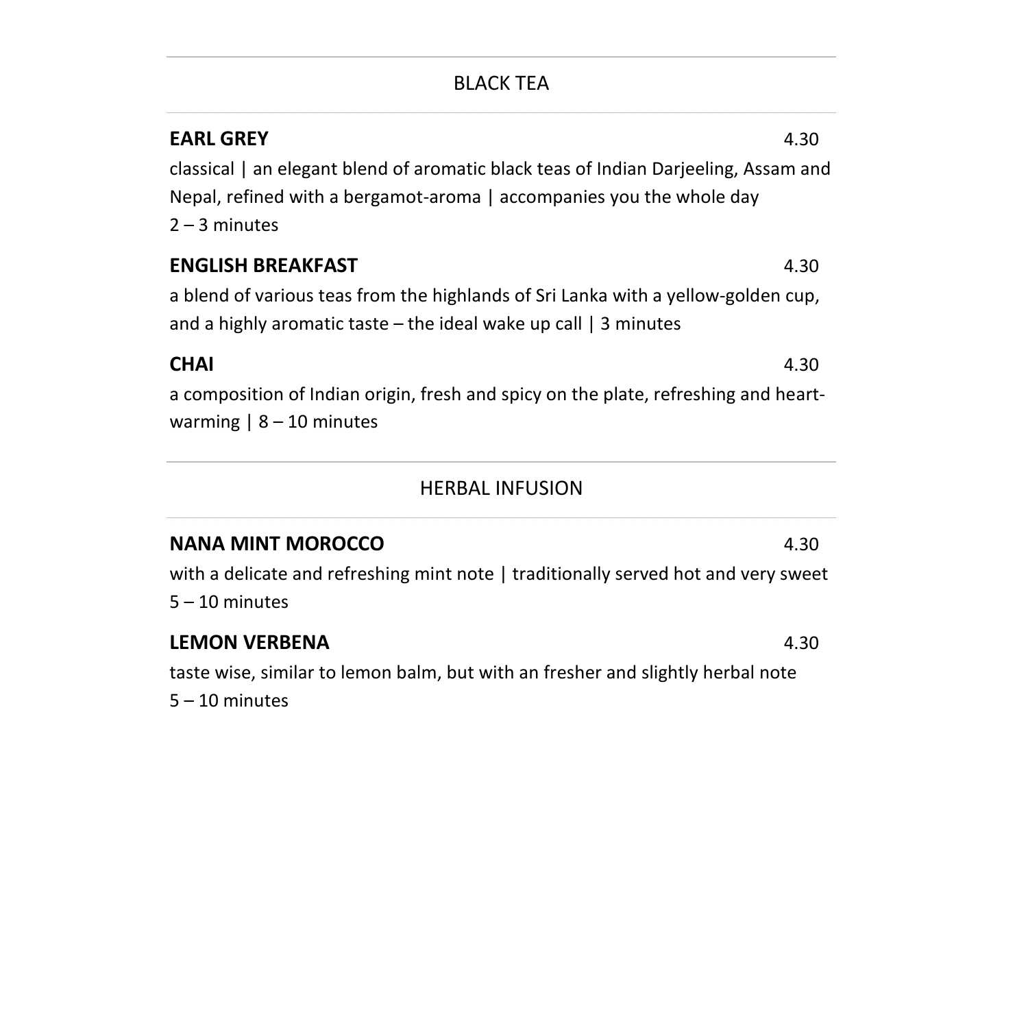## BLACK TEA

**EARL GREY** 4.30

classical | an elegant blend of aromatic black teas of Indian Darjeeling, Assam and Nepal, refined with a bergamot-aroma | accompanies you the whole day
2 – 3 minutes

**ENGLISH BREAKFAST** 4.30

a blend of various teas from the highlands of Sri Lanka with a yellow-golden cup, and a highly aromatic taste – the ideal wake up call | 3 minutes

**CHAI** 4.30

a composition of Indian origin, fresh and spicy on the plate, refreshing and heart-warming | 8 – 10 minutes

## HERBAL INFUSION

**NANA MINT MOROCCO** 4.30

with a delicate and refreshing mint note | traditionally served hot and very sweet
5 – 10 minutes

**LEMON VERBENA** 4.30

taste wise, similar to lemon balm, but with an fresher and slightly herbal note
5 – 10 minutes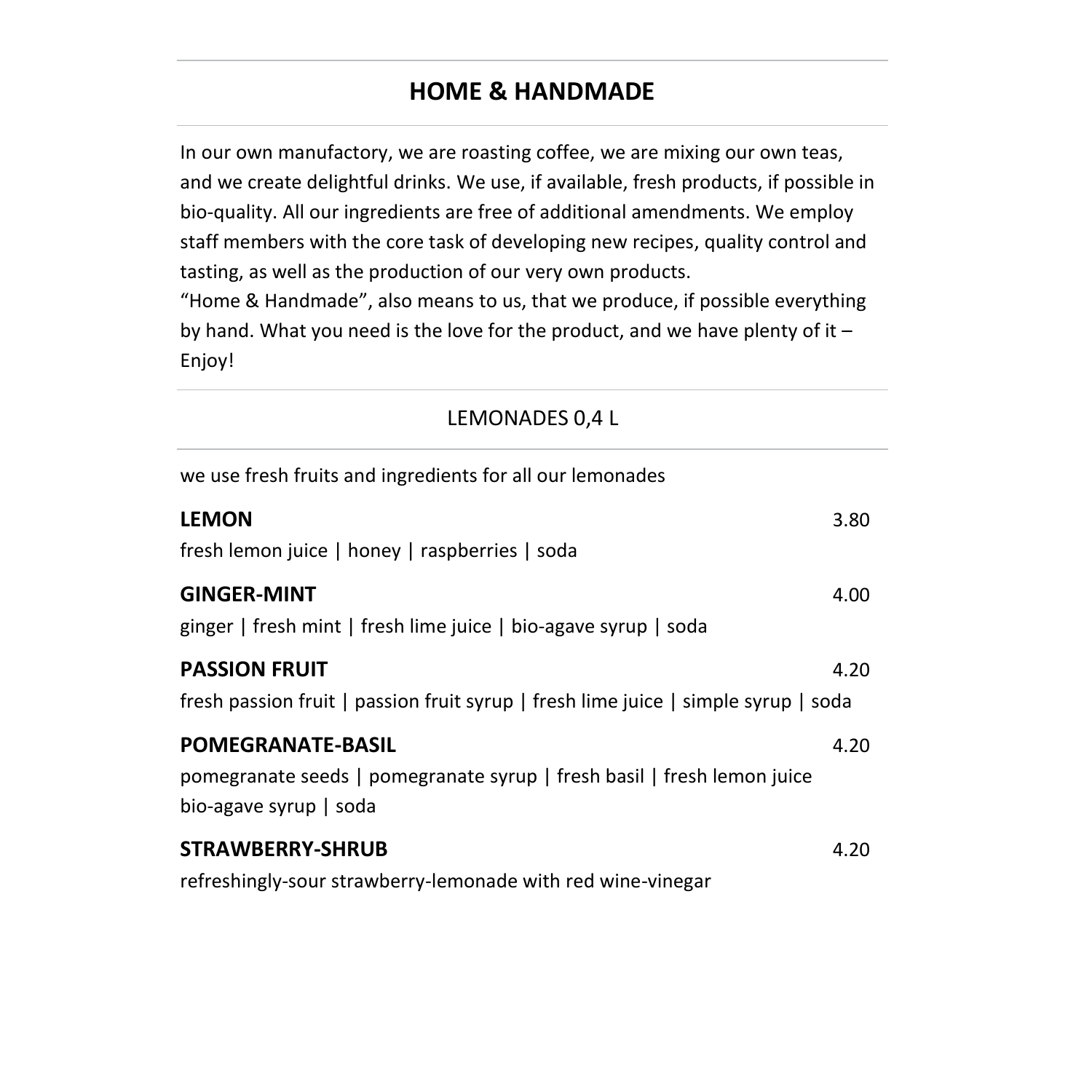# HOME & HANDMADE

In our own manufactory, we are roasting coffee, we are mixing our own teas, and we create delightful drinks. We use, if available, fresh products, if possible in bio-quality. All our ingredients are free of additional amendments. We employ staff members with the core task of developing new recipes, quality control and tasting, as well as the production of our very own products.
"Home & Handmade", also means to us, that we produce, if possible everything by hand. What you need is the love for the product, and we have plenty of it – Enjoy!

## LEMONADES 0,4 L

we use fresh fruits and ingredients for all our lemonades

**LEMON** 3.80
fresh lemon juice | honey | raspberries | soda

**GINGER-MINT** 4.00
ginger | fresh mint | fresh lime juice | bio-agave syrup | soda

**PASSION FRUIT** 4.20
fresh passion fruit | passion fruit syrup | fresh lime juice | simple syrup | soda

**POMEGRANATE-BASIL** 4.20
pomegranate seeds | pomegranate syrup | fresh basil | fresh lemon juice
bio-agave syrup | soda

**STRAWBERRY-SHRUB** 4.20
refreshingly-sour strawberry-lemonade with red wine-vinegar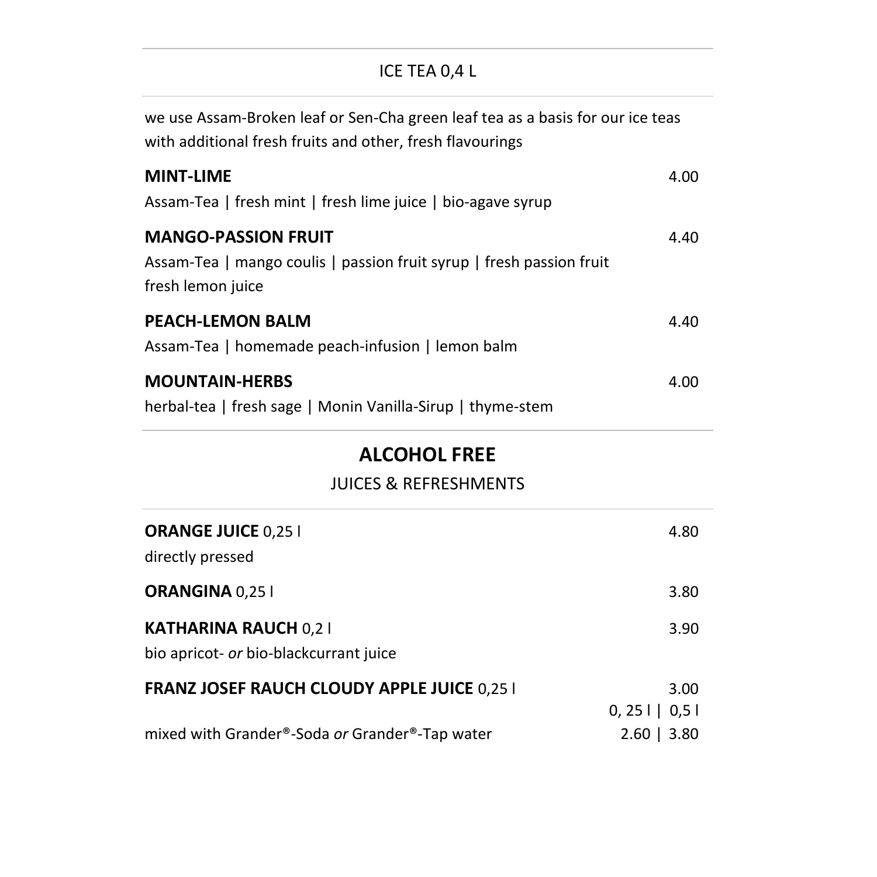## ICE TEA 0,4 L

we use Assam-Broken leaf or Sen-Cha green leaf tea as a basis for our ice teas with additional fresh fruits and other, fresh flavourings

**MINT-LIME** 4.00
Assam-Tea | fresh mint | fresh lime juice | bio-agave syrup

**MANGO-PASSION FRUIT** 4.40
Assam-Tea | mango coulis | passion fruit syrup | fresh passion fruit fresh lemon juice

**PEACH-LEMON BALM** 4.40
Assam-Tea | homemade peach-infusion | lemon balm

**MOUNTAIN-HERBS** 4.00
herbal-tea | fresh sage | Monin Vanilla-Sirup | thyme-stem

# ALCOHOL FREE

## JUICES & REFRESHMENTS

**ORANGE JUICE** 0,25 l 4.80
directly pressed

**ORANGINA** 0,25 l 3.80

**KATHARINA RAUCH** 0,2 l 3.90
bio apricot- *or* bio-blackcurrant juice

**FRANZ JOSEF RAUCH CLOUDY APPLE JUICE** 0,25 l 3.00

| | 0, 25 l \| 0,5 l |
|---|---|
| mixed with Grander®-Soda *or* Grander®-Tap water | 2.60 \| 3.80 |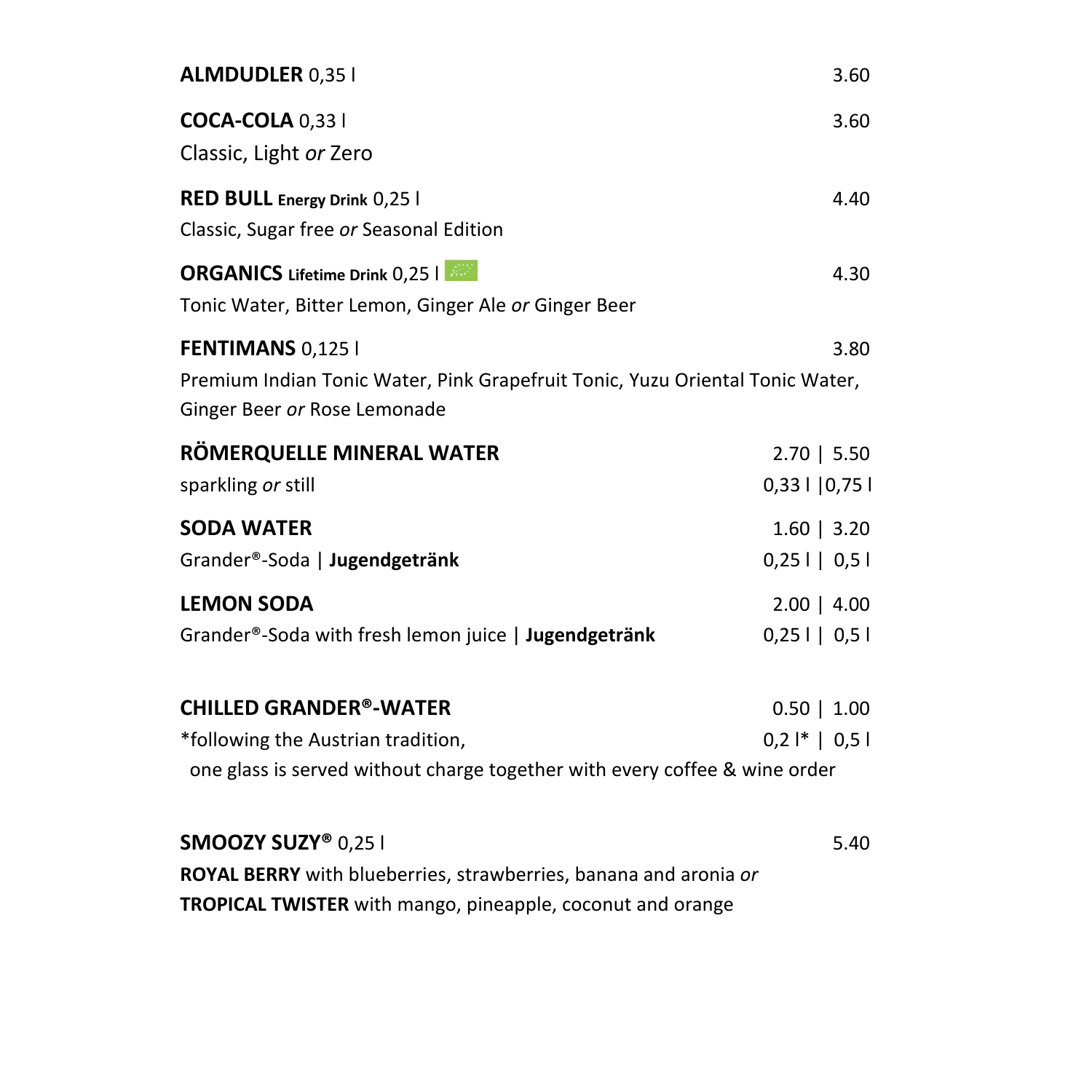**ALMDUDLER** 0,35 l — 3.60

**COCA-COLA** 0,33 l — 3.60
Classic, Light *or* Zero

**RED BULL** **Energy Drink** 0,25 l — 4.40
Classic, Sugar free *or* Seasonal Edition

**ORGANICS** **Lifetime Drink** 0,25 l — 4.30
Tonic Water, Bitter Lemon, Ginger Ale *or* Ginger Beer

**FENTIMANS** 0,125 l — 3.80
Premium Indian Tonic Water, Pink Grapefruit Tonic, Yuzu Oriental Tonic Water, Ginger Beer *or* Rose Lemonade

**RÖMERQUELLE MINERAL WATER** — 2.70 | 5.50
sparkling *or* still — 0,33 l |0,75 l

**SODA WATER** — 1.60 | 3.20
Grander®-Soda | **Jugendgetränk** — 0,25 l | 0,5 l

**LEMON SODA** — 2.00 | 4.00
Grander®-Soda with fresh lemon juice | **Jugendgetränk** — 0,25 l | 0,5 l

**CHILLED GRANDER®-WATER** — 0.50 | 1.00
*following the Austrian tradition, — 0,2 l* | 0,5 l
one glass is served without charge together with every coffee & wine order

**SMOOZY SUZY®** 0,25 l — 5.40
**ROYAL BERRY** with blueberries, strawberries, banana and aronia *or*
**TROPICAL TWISTER** with mango, pineapple, coconut and orange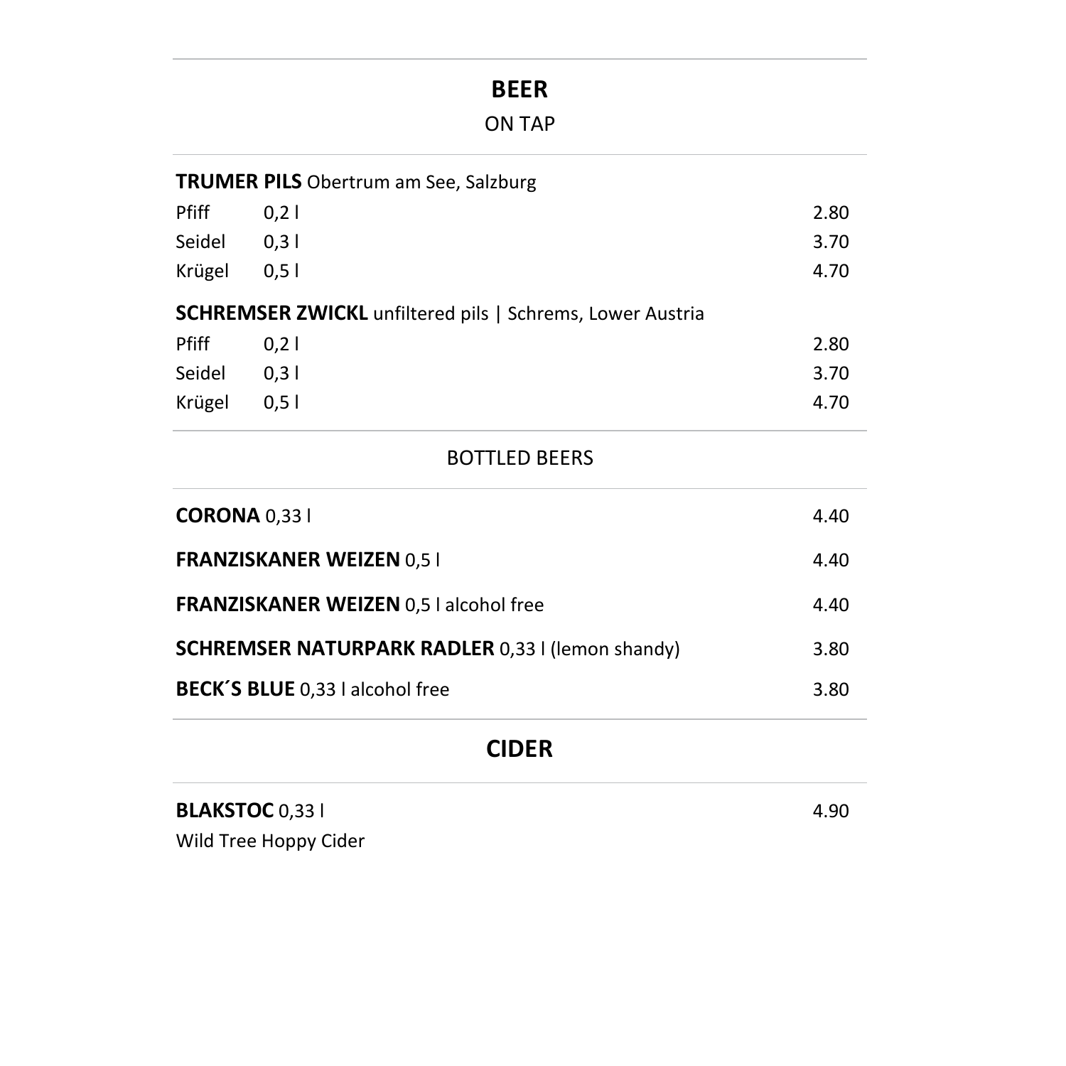## BEER

### ON TAP

**TRUMER PILS** Obertrum am See, Salzburg

| | | |
|---|---|---|
| Pfiff | 0,2 l | 2.80 |
| Seidel | 0,3 l | 3.70 |
| Krügel | 0,5 l | 4.70 |

**SCHREMSER ZWICKL** unfiltered pils | Schrems, Lower Austria

| | | |
|---|---|---|
| Pfiff | 0,2 l | 2.80 |
| Seidel | 0,3 l | 3.70 |
| Krügel | 0,5 l | 4.70 |

### BOTTLED BEERS

| | |
|---|---|
| **CORONA** 0,33 l | 4.40 |
| **FRANZISKANER WEIZEN** 0,5 l | 4.40 |
| **FRANZISKANER WEIZEN** 0,5 l alcohol free | 4.40 |
| **SCHREMSER NATURPARK RADLER** 0,33 l (lemon shandy) | 3.80 |
| **BECK´S BLUE** 0,33 l alcohol free | 3.80 |

## CIDER

**BLAKSTOC** 0,33 l — 4.90

Wild Tree Hoppy Cider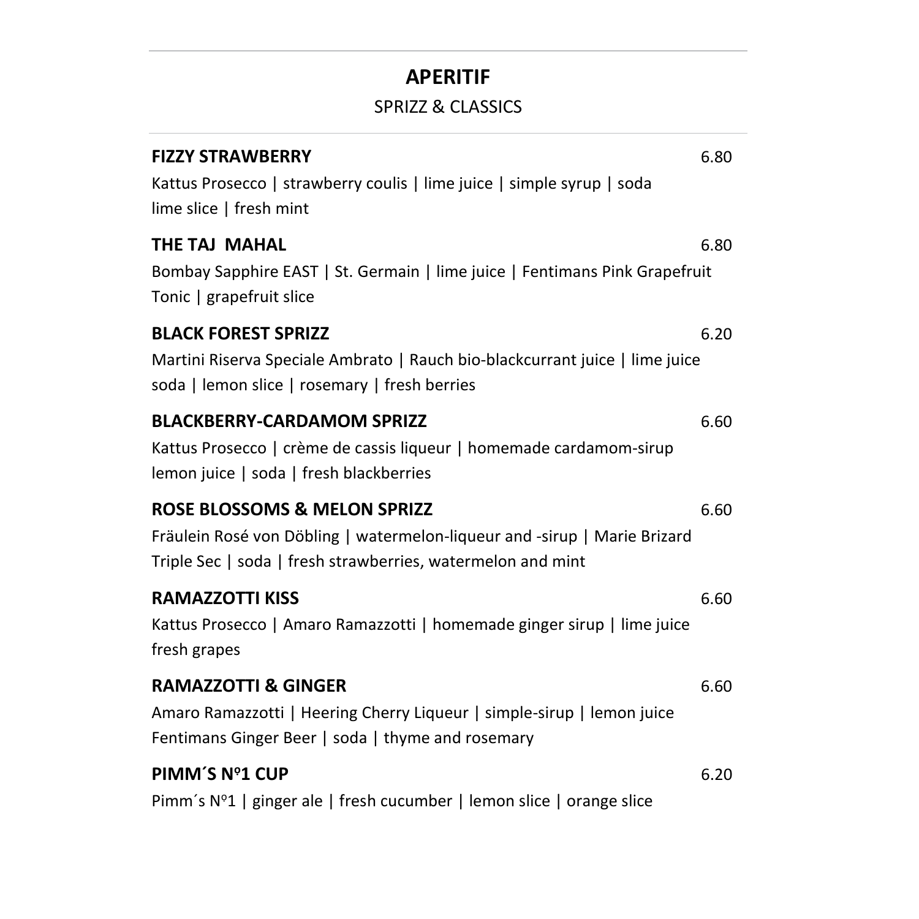## APERITIF

SPRIZZ & CLASSICS

**FIZZY STRAWBERRY** 6.80

Kattus Prosecco | strawberry coulis | lime juice | simple syrup | soda
lime slice | fresh mint

**THE TAJ MAHAL** 6.80

Bombay Sapphire EAST | St. Germain | lime juice | Fentimans Pink Grapefruit Tonic | grapefruit slice

**BLACK FOREST SPRIZZ** 6.20

Martini Riserva Speciale Ambrato | Rauch bio-blackcurrant juice | lime juice
soda | lemon slice | rosemary | fresh berries

**BLACKBERRY-CARDAMOM SPRIZZ** 6.60

Kattus Prosecco | crème de cassis liqueur | homemade cardamom-sirup
lemon juice | soda | fresh blackberries

**ROSE BLOSSOMS & MELON SPRIZZ** 6.60

Fräulein Rosé von Döbling | watermelon-liqueur and -sirup | Marie Brizard Triple Sec | soda | fresh strawberries, watermelon and mint

**RAMAZZOTTI KISS** 6.60

Kattus Prosecco | Amaro Ramazzotti | homemade ginger sirup | lime juice
fresh grapes

**RAMAZZOTTI & GINGER** 6.60

Amaro Ramazzotti | Heering Cherry Liqueur | simple-sirup | lemon juice
Fentimans Ginger Beer | soda | thyme and rosemary

**PIMM´S Nº1 CUP** 6.20

Pimm´s Nº1 | ginger ale | fresh cucumber | lemon slice | orange slice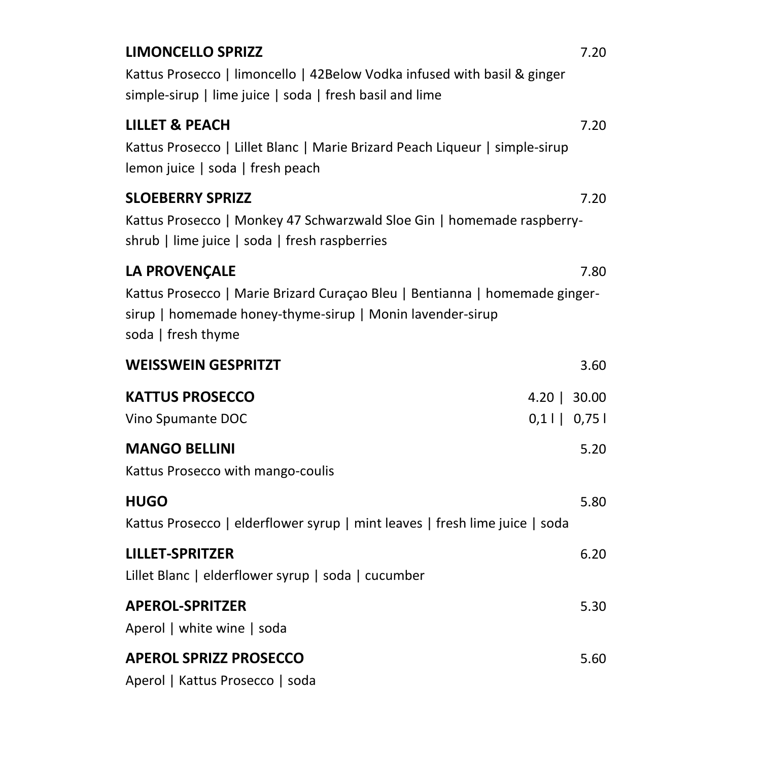**LIMONCELLO SPRIZZ** 7.20

Kattus Prosecco | limoncello | 42Below Vodka infused with basil & ginger simple-sirup | lime juice | soda | fresh basil and lime

**LILLET & PEACH** 7.20

Kattus Prosecco | Lillet Blanc | Marie Brizard Peach Liqueur | simple-sirup lemon juice | soda | fresh peach

**SLOEBERRY SPRIZZ** 7.20

Kattus Prosecco | Monkey 47 Schwarzwald Sloe Gin | homemade raspberry-shrub | lime juice | soda | fresh raspberries

**LA PROVENÇALE** 7.80

Kattus Prosecco | Marie Brizard Curaçao Bleu | Bentianna | homemade ginger-sirup | homemade honey-thyme-sirup | Monin lavender-sirup soda | fresh thyme

**WEISSWEIN GESPRITZT** 3.60

**KATTUS PROSECCO** 4.20 | 30.00

Vino Spumante DOC 0,1 l | 0,75 l

**MANGO BELLINI** 5.20

Kattus Prosecco with mango-coulis

**HUGO** 5.80

Kattus Prosecco | elderflower syrup | mint leaves | fresh lime juice | soda

**LILLET-SPRITZER** 6.20

Lillet Blanc | elderflower syrup | soda | cucumber

**APEROL-SPRITZER** 5.30

Aperol | white wine | soda

**APEROL SPRIZZ PROSECCO** 5.60

Aperol | Kattus Prosecco | soda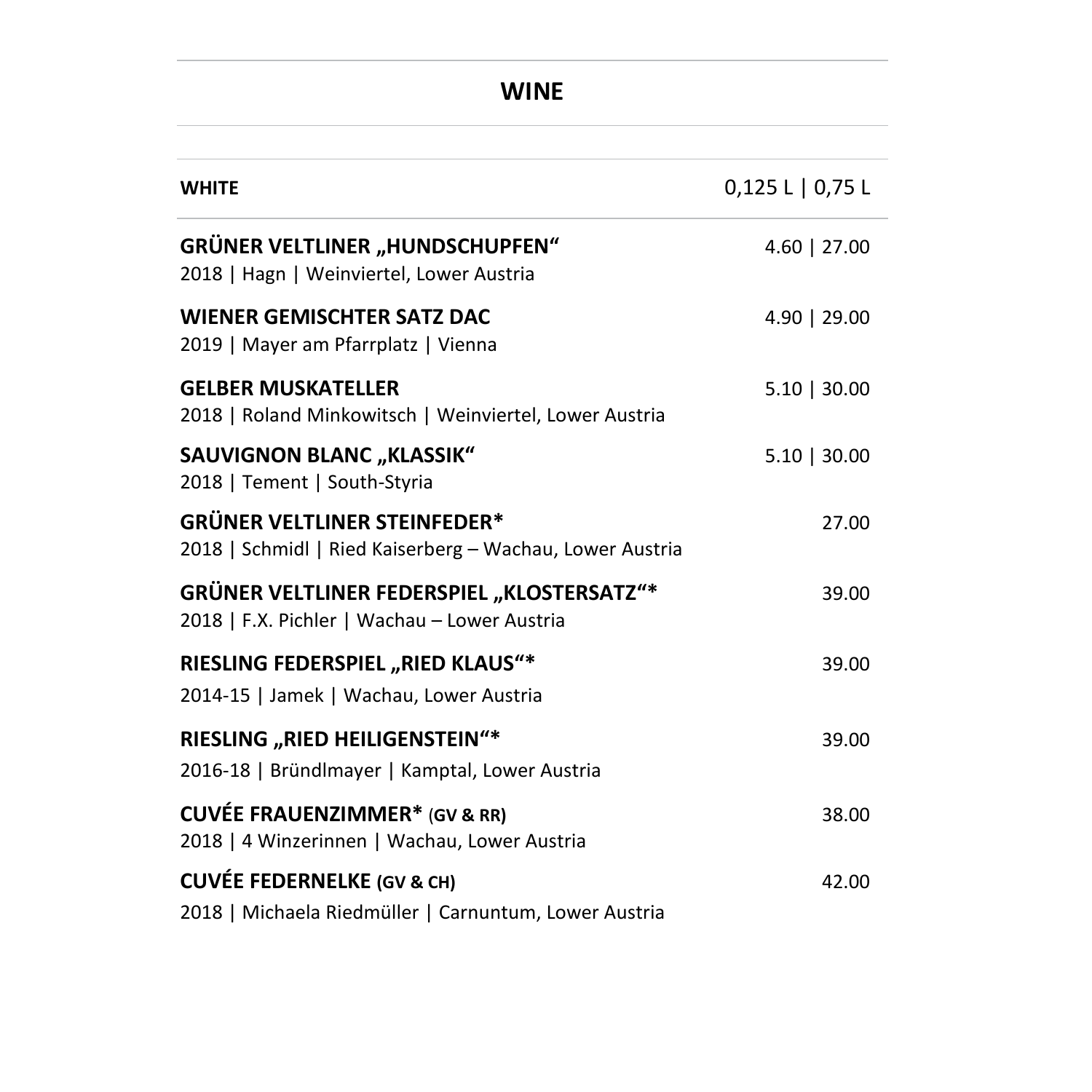# WINE

| WHITE | 0,125 L \| 0,75 L |
|---|---|
| **GRÜNER VELTLINER „HUNDSCHUPFEN“**<br>2018 \| Hagn \| Weinviertel, Lower Austria | 4.60 \| 27.00 |
| **WIENER GEMISCHTER SATZ DAC**<br>2019 \| Mayer am Pfarrplatz \| Vienna | 4.90 \| 29.00 |
| **GELBER MUSKATELLER**<br>2018 \| Roland Minkowitsch \| Weinviertel, Lower Austria | 5.10 \| 30.00 |
| **SAUVIGNON BLANC „KLASSIK“**<br>2018 \| Tement \| South-Styria | 5.10 \| 30.00 |
| **GRÜNER VELTLINER STEINFEDER***<br>2018 \| Schmidl \| Ried Kaiserberg – Wachau, Lower Austria | 27.00 |
| **GRÜNER VELTLINER FEDERSPIEL „KLOSTERSATZ“***<br>2018 \| F.X. Pichler \| Wachau – Lower Austria | 39.00 |
| **RIESLING FEDERSPIEL „RIED KLAUS“***<br>2014-15 \| Jamek \| Wachau, Lower Austria | 39.00 |
| **RIESLING „RIED HEILIGENSTEIN“***<br>2016-18 \| Bründlmayer \| Kamptal, Lower Austria | 39.00 |
| **CUVÉE FRAUENZIMMER* (GV & RR)**<br>2018 \| 4 Winzerinnen \| Wachau, Lower Austria | 38.00 |
| **CUVÉE FEDERNELKE (GV & CH)**<br>2018 \| Michaela Riedmüller \| Carnuntum, Lower Austria | 42.00 |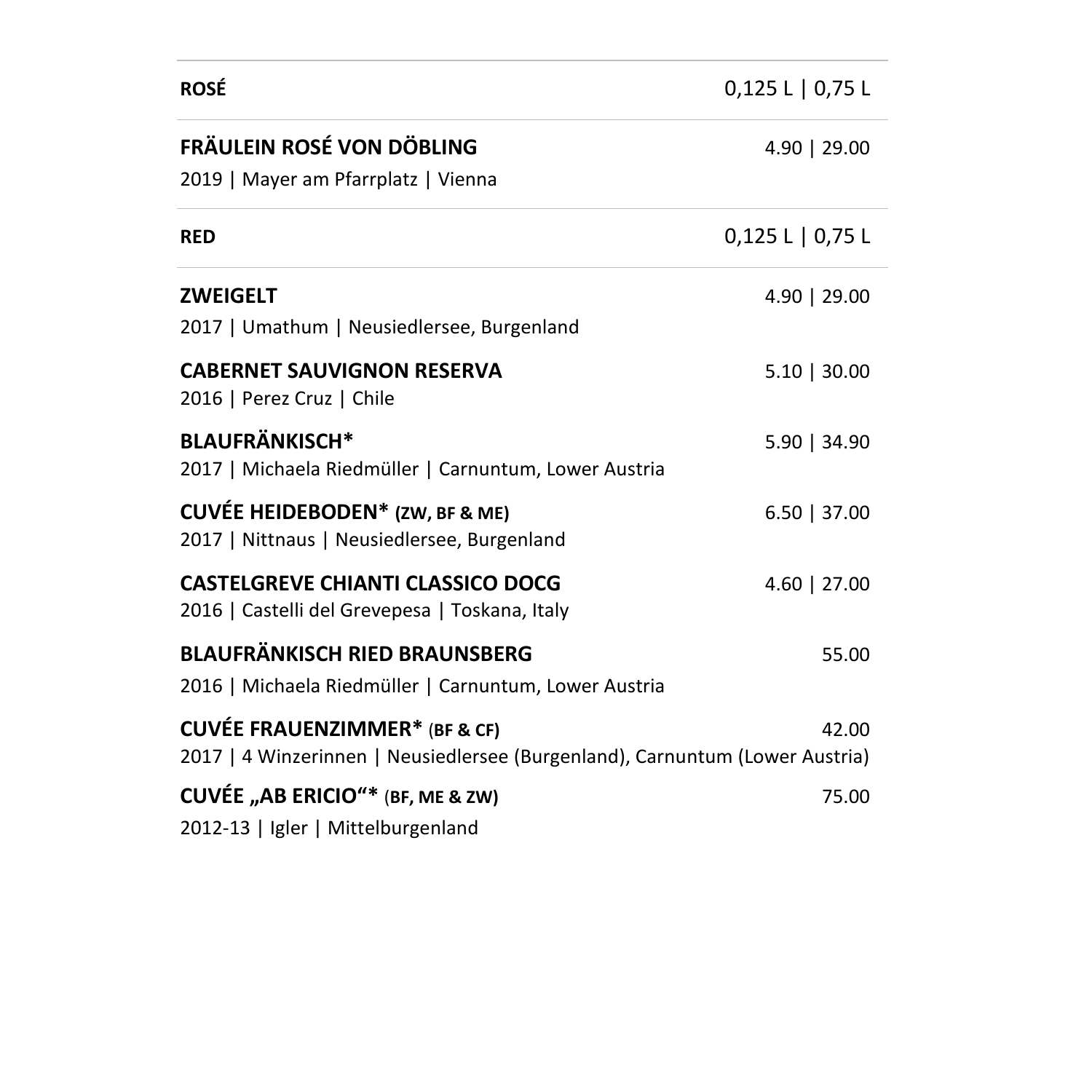| **ROSÉ** | 0,125 L \| 0,75 L |
|---|---|
| **FRÄULEIN ROSÉ VON DÖBLING**<br>2019 \| Mayer am Pfarrplatz \| Vienna | 4.90 \| 29.00 |

| **RED** | 0,125 L \| 0,75 L |
|---|---|
| **ZWEIGELT**<br>2017 \| Umathum \| Neusiedlersee, Burgenland | 4.90 \| 29.00 |
| **CABERNET SAUVIGNON RESERVA**<br>2016 \| Perez Cruz \| Chile | 5.10 \| 30.00 |
| **BLAUFRÄNKISCH***<br>2017 \| Michaela Riedmüller \| Carnuntum, Lower Austria | 5.90 \| 34.90 |
| **CUVÉE HEIDEBODEN* (ZW, BF & ME)**<br>2017 \| Nittnaus \| Neusiedlersee, Burgenland | 6.50 \| 37.00 |
| **CASTELGREVE CHIANTI CLASSICO DOCG**<br>2016 \| Castelli del Grevepesa \| Toskana, Italy | 4.60 \| 27.00 |
| **BLAUFRÄNKISCH RIED BRAUNSBERG**<br>2016 \| Michaela Riedmüller \| Carnuntum, Lower Austria | 55.00 |
| **CUVÉE FRAUENZIMMER* (BF & CF)**<br>2017 \| 4 Winzerinnen \| Neusiedlersee (Burgenland), Carnuntum (Lower Austria) | 42.00 |
| **CUVÉE „AB ERICIO“* (BF, ME & ZW)**<br>2012-13 \| Igler \| Mittelburgenland | 75.00 |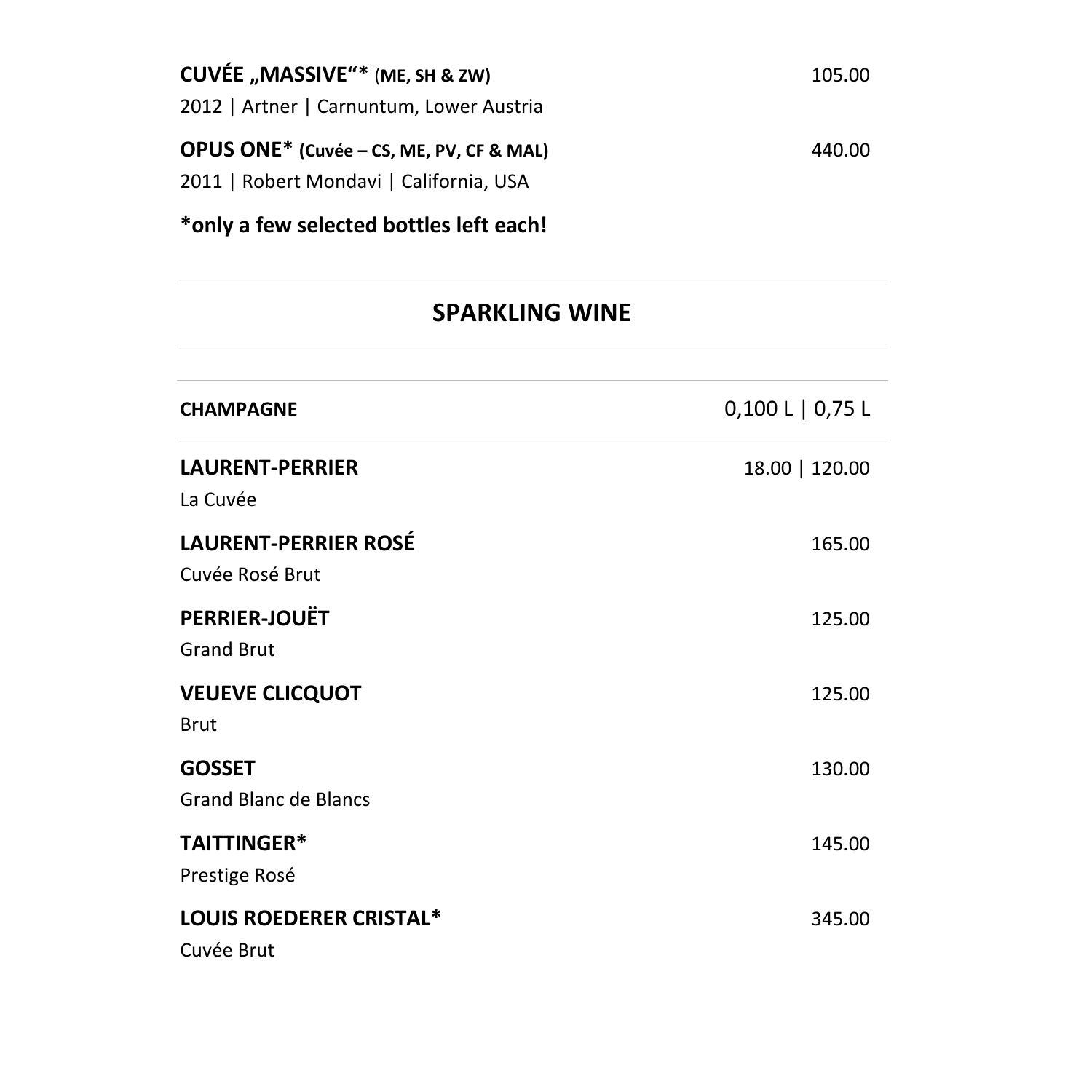**CUVÉE „MASSIVE“*** (**ME, SH & ZW)** 105.00

2012 | Artner | Carnuntum, Lower Austria

**OPUS ONE* (Cuvée – CS, ME, PV, CF & MAL)** 440.00

2011 | Robert Mondavi | California, USA

***only a few selected bottles left each!**

---

## SPARKLING WINE

---

| **CHAMPAGNE** | 0,100 L \| 0,75 L |
|---|---|
| **LAURENT-PERRIER**<br>La Cuvée | 18.00 \| 120.00 |
| **LAURENT-PERRIER ROSÉ**<br>Cuvée Rosé Brut | 165.00 |
| **PERRIER-JOUËT**<br>Grand Brut | 125.00 |
| **VEUEVE CLICQUOT**<br>Brut | 125.00 |
| **GOSSET**<br>Grand Blanc de Blancs | 130.00 |
| **TAITTINGER***<br>Prestige Rosé | 145.00 |
| **LOUIS ROEDERER CRISTAL***<br>Cuvée Brut | 345.00 |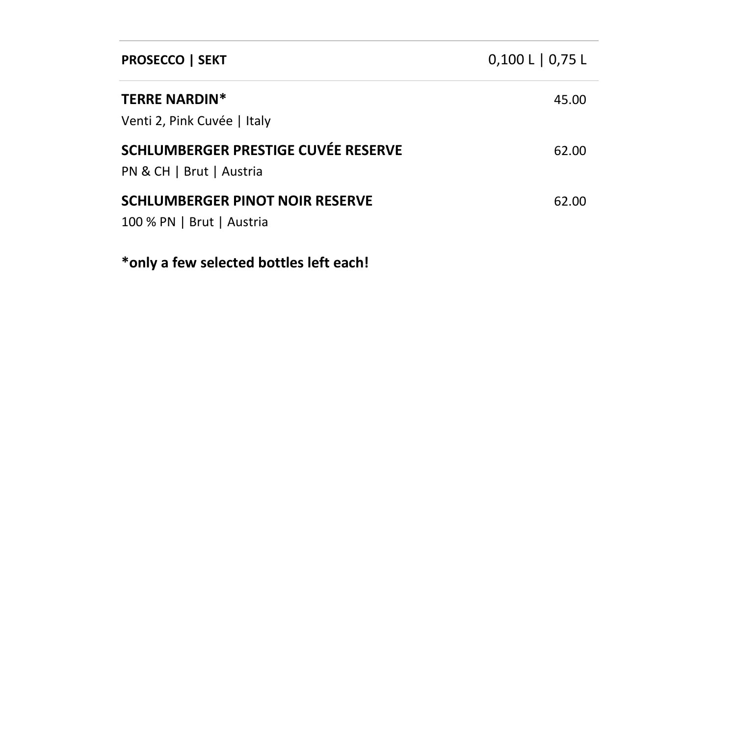| **PROSECCO \| SEKT** | 0,100 L \| 0,75 L |
|---|---|
| **TERRE NARDIN*** <br> Venti 2, Pink Cuvée \| Italy | 45.00 |
| **SCHLUMBERGER PRESTIGE CUVÉE RESERVE** <br> PN & CH \| Brut \| Austria | 62.00 |
| **SCHLUMBERGER PINOT NOIR RESERVE** <br> 100 % PN \| Brut \| Austria | 62.00 |

***only a few selected bottles left each!**